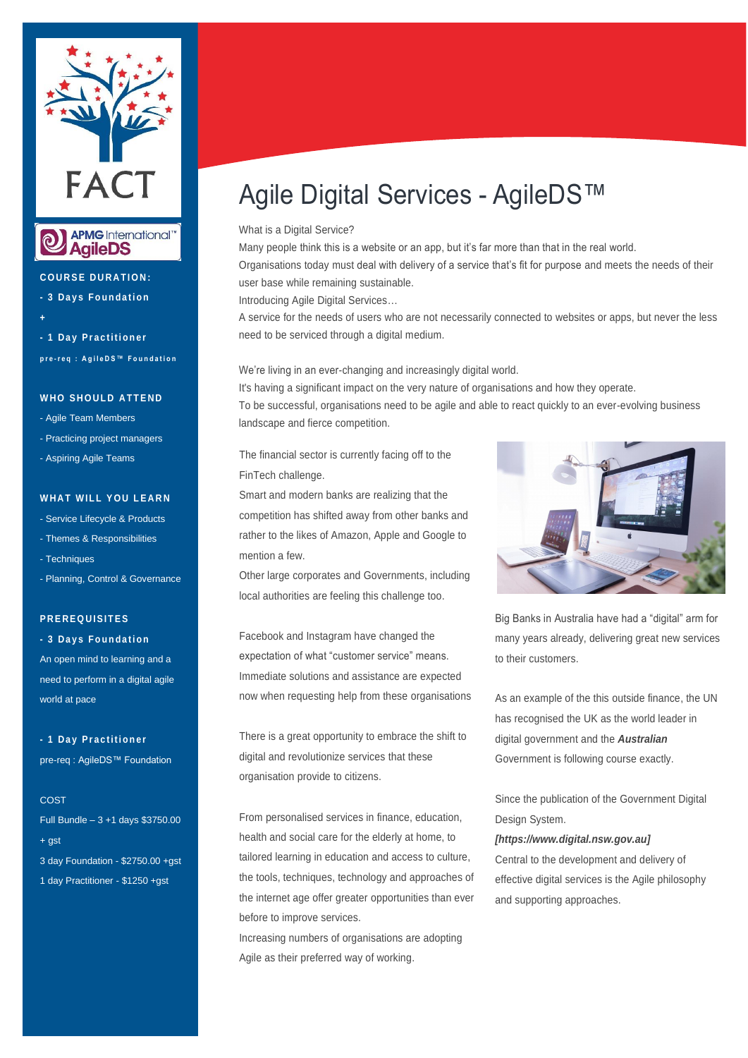FACT

APMG International™ AgileDS

**COURSE DURATION:**

**- 3 Days Foundation**

**+**

**- 1 Day Practitioner**

**pre-req : AgileDS™ Foundation**

**WHO SHOULD ATTEND**

- Agile Team Members
- Practicing project managers
- Aspiring Agile Teams

**WHAT WILL YOU LEARN**

- Service Lifecycle & Products
- Themes & Responsibilities
- Techniques
- Planning, Control & Governance

**PREREQUISITES**

**- 3 Days Foundation**

An open mind to learning and a need to perform in a digital agile world at pace

**- 1 Day Practitioner**

pre-req : AgileDS™ Foundation

COST

Full Bundle – 3 +1 days $3750.00 + gst

3 day Foundation - $2750.00 +gst

1 day Practitioner - $1250 +gst

# Agile Digital Services - AgileDS™

What is a Digital Service?

Many people think this is a website or an app, but it's far more than that in the real world.

Organisations today must deal with delivery of a service that's fit for purpose and meets the needs of their user base while remaining sustainable.

Introducing Agile Digital Services…

A service for the needs of users who are not necessarily connected to websites or apps, but never the less need to be serviced through a digital medium.

We're living in an ever-changing and increasingly digital world.

It's having a significant impact on the very nature of organisations and how they operate.

To be successful, organisations need to be agile and able to react quickly to an ever-evolving business landscape and fierce competition.

The financial sector is currently facing off to the FinTech challenge.

Smart and modern banks are realizing that the competition has shifted away from other banks and rather to the likes of Amazon, Apple and Google to mention a few.

Other large corporates and Governments, including local authorities are feeling this challenge too.

Facebook and Instagram have changed the expectation of what "customer service" means. Immediate solutions and assistance are expected now when requesting help from these organisations

There is a great opportunity to embrace the shift to digital and revolutionize services that these organisation provide to citizens.

From personalised services in finance, education, health and social care for the elderly at home, to tailored learning in education and access to culture, the tools, techniques, technology and approaches of the internet age offer greater opportunities than ever before to improve services.

Increasing numbers of organisations are adopting Agile as their preferred way of working.

Big Banks in Australia have had a "digital" arm for many years already, delivering great new services to their customers.

As an example of the this outside finance, the UN has recognised the UK as the world leader in digital government and the ***Australian*** Government is following course exactly.

Since the publication of the Government Digital Design System.

***[https://www.digital.nsw.gov.au]***

Central to the development and delivery of effective digital services is the Agile philosophy and supporting approaches.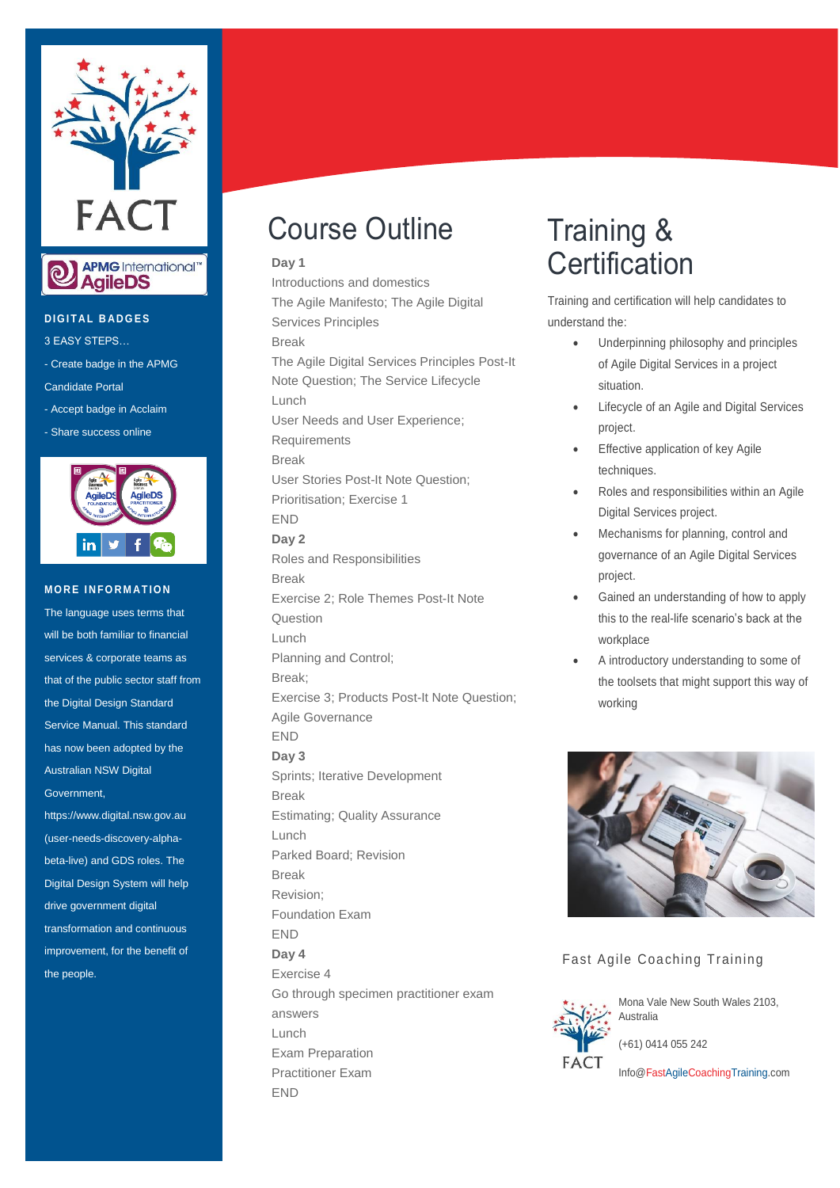FACT

APMG International™ AgileDS

**DIGITAL BADGES**

3 EASY STEPS…

- Create badge in the APMG Candidate Portal
- Accept badge in Acclaim
- Share success online

**MORE INFORMATION**

The language uses terms that will be both familiar to financial services & corporate teams as that of the public sector staff from the Digital Design Standard Service Manual. This standard has now been adopted by the Australian NSW Digital Government, https://www.digital.nsw.gov.au (user-needs-discovery-alpha-beta-live) and GDS roles. The Digital Design System will help drive government digital transformation and continuous improvement, for the benefit of the people.

# Course Outline

**Day 1**

Introductions and domestics

The Agile Manifesto; The Agile Digital Services Principles

Break

The Agile Digital Services Principles Post-It Note Question; The Service Lifecycle

Lunch

User Needs and User Experience; Requirements

Break

User Stories Post-It Note Question; Prioritisation; Exercise 1

END

**Day 2**

Roles and Responsibilities

Break

Exercise 2; Role Themes Post-It Note Question

Lunch

Planning and Control;

Break;

Exercise 3; Products Post-It Note Question; Agile Governance

END

**Day 3**

Sprints; Iterative Development

Break

Estimating; Quality Assurance

Lunch

Parked Board; Revision

Break

Revision;

Foundation Exam

END

**Day 4**

Exercise 4

Go through specimen practitioner exam answers

Lunch

Exam Preparation

Practitioner Exam

END

# Training & Certification

Training and certification will help candidates to understand the:

- Underpinning philosophy and principles of Agile Digital Services in a project situation.
- Lifecycle of an Agile and Digital Services project.
- Effective application of key Agile techniques.
- Roles and responsibilities within an Agile Digital Services project.
- Mechanisms for planning, control and governance of an Agile Digital Services project.
- Gained an understanding of how to apply this to the real-life scenario's back at the workplace
- A introductory understanding to some of the toolsets that might support this way of working

Fast Agile Coaching Training

Mona Vale New South Wales 2103, Australia

(+61) 0414 055 242

Info@FastAgileCoachingTraining.com